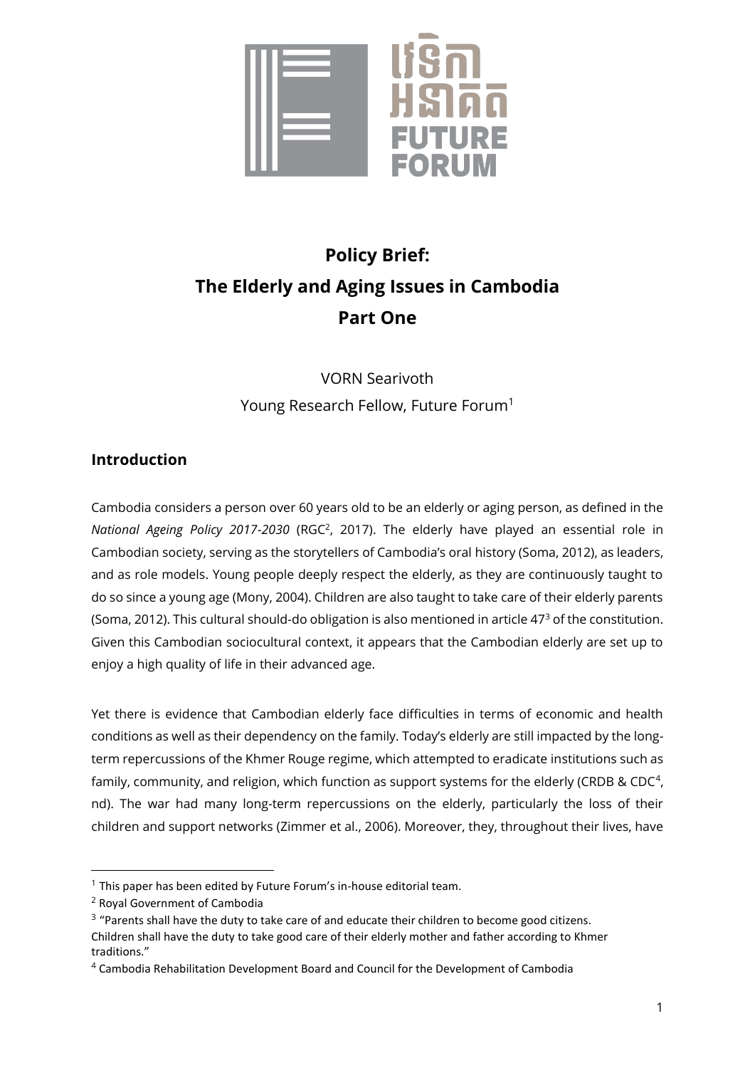# Policy Brief:
# The Elderly and Aging Issues in Cambodia
# Part One

VORN Searivoth

Young Research Fellow, Future Forum[1]

## Introduction

Cambodia considers a person over 60 years old to be an elderly or aging person, as defined in the *National Ageing Policy 2017-2030* (RGC[2], 2017). The elderly have played an essential role in Cambodian society, serving as the storytellers of Cambodia's oral history (Soma, 2012), as leaders, and as role models. Young people deeply respect the elderly, as they are continuously taught to do so since a young age (Mony, 2004). Children are also taught to take care of their elderly parents (Soma, 2012). This cultural should-do obligation is also mentioned in article 47[3] of the constitution. Given this Cambodian sociocultural context, it appears that the Cambodian elderly are set up to enjoy a high quality of life in their advanced age.

Yet there is evidence that Cambodian elderly face difficulties in terms of economic and health conditions as well as their dependency on the family. Today's elderly are still impacted by the long-term repercussions of the Khmer Rouge regime, which attempted to eradicate institutions such as family, community, and religion, which function as support systems for the elderly (CRDB & CDC[4], nd). The war had many long-term repercussions on the elderly, particularly the loss of their children and support networks (Zimmer et al., 2006). Moreover, they, throughout their lives, have

---

[1] This paper has been edited by Future Forum's in-house editorial team.

[2] Royal Government of Cambodia

[3] "Parents shall have the duty to take care of and educate their children to become good citizens. Children shall have the duty to take good care of their elderly mother and father according to Khmer traditions."

[4] Cambodia Rehabilitation Development Board and Council for the Development of Cambodia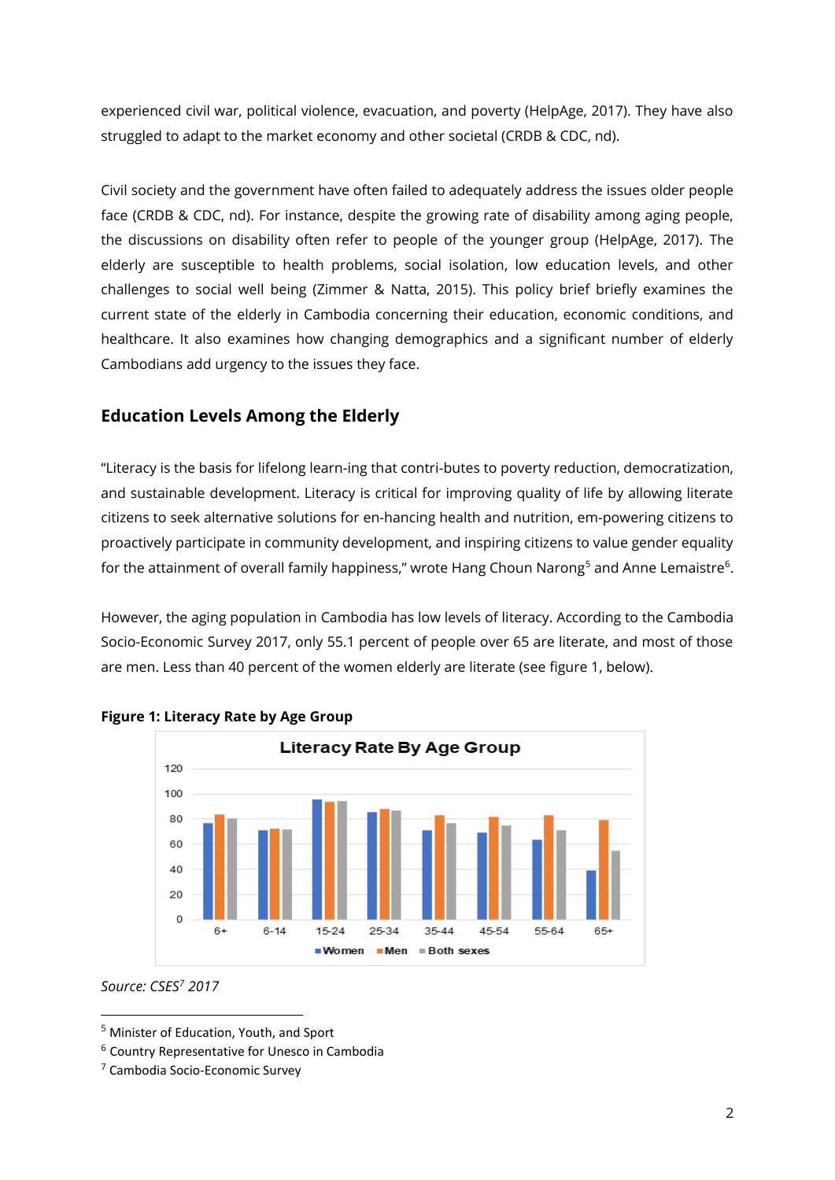experienced civil war, political violence, evacuation, and poverty (HelpAge, 2017). They have also struggled to adapt to the market economy and other societal (CRDB & CDC, nd).

Civil society and the government have often failed to adequately address the issues older people face (CRDB & CDC, nd). For instance, despite the growing rate of disability among aging people, the discussions on disability often refer to people of the younger group (HelpAge, 2017). The elderly are susceptible to health problems, social isolation, low education levels, and other challenges to social well being (Zimmer & Natta, 2015). This policy brief briefly examines the current state of the elderly in Cambodia concerning their education, economic conditions, and healthcare. It also examines how changing demographics and a significant number of elderly Cambodians add urgency to the issues they face.

## Education Levels Among the Elderly

"Literacy is the basis for lifelong learn-ing that contri-butes to poverty reduction, democratization, and sustainable development. Literacy is critical for improving quality of life by allowing literate citizens to seek alternative solutions for en-hancing health and nutrition, em-powering citizens to proactively participate in community development, and inspiring citizens to value gender equality for the attainment of overall family happiness," wrote Hang Choun Narong[5] and Anne Lemaistre[6].

However, the aging population in Cambodia has low levels of literacy. According to the Cambodia Socio-Economic Survey 2017, only 55.1 percent of people over 65 are literate, and most of those are men. Less than 40 percent of the women elderly are literate (see figure 1, below).

**Figure 1: Literacy Rate by Age Group**

*Source: CSES[7] 2017*

[5] Minister of Education, Youth, and Sport

[6] Country Representative for Unesco in Cambodia

[7] Cambodia Socio-Economic Survey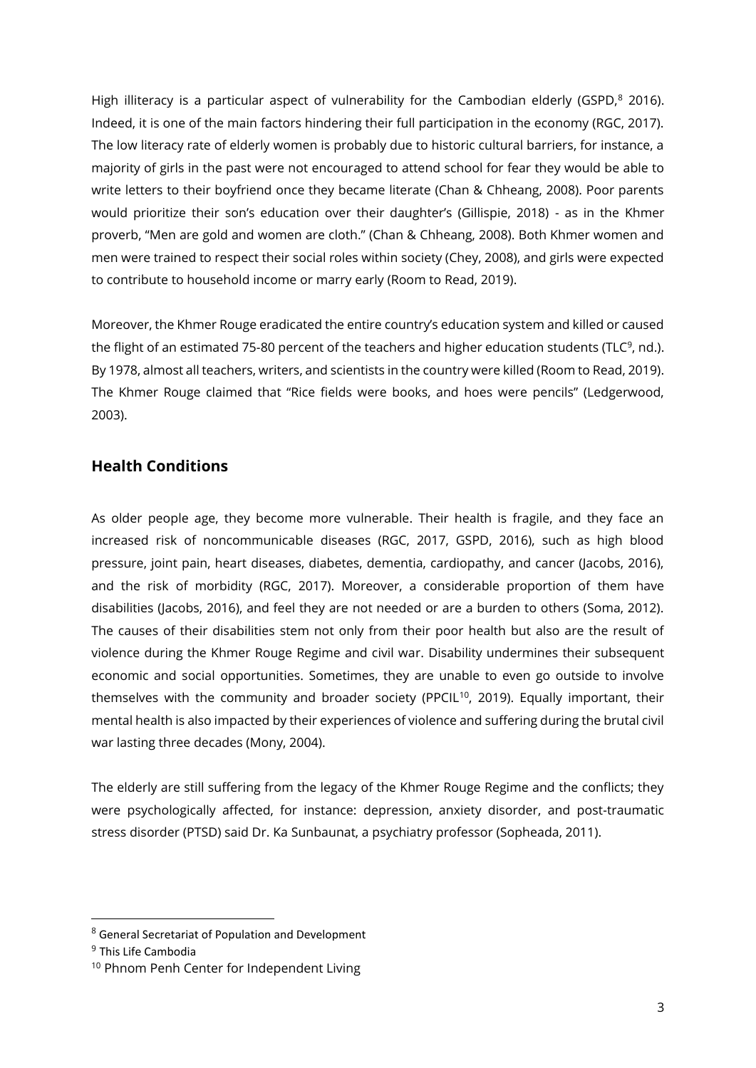High illiteracy is a particular aspect of vulnerability for the Cambodian elderly (GSPD,[8] 2016). Indeed, it is one of the main factors hindering their full participation in the economy (RGC, 2017). The low literacy rate of elderly women is probably due to historic cultural barriers, for instance, a majority of girls in the past were not encouraged to attend school for fear they would be able to write letters to their boyfriend once they became literate (Chan & Chheang, 2008). Poor parents would prioritize their son's education over their daughter's (Gillispie, 2018) - as in the Khmer proverb, "Men are gold and women are cloth." (Chan & Chheang, 2008). Both Khmer women and men were trained to respect their social roles within society (Chey, 2008), and girls were expected to contribute to household income or marry early (Room to Read, 2019).

Moreover, the Khmer Rouge eradicated the entire country's education system and killed or caused the flight of an estimated 75-80 percent of the teachers and higher education students (TLC[9], nd.). By 1978, almost all teachers, writers, and scientists in the country were killed (Room to Read, 2019). The Khmer Rouge claimed that "Rice fields were books, and hoes were pencils" (Ledgerwood, 2003).

## Health Conditions

As older people age, they become more vulnerable. Their health is fragile, and they face an increased risk of noncommunicable diseases (RGC, 2017, GSPD, 2016), such as high blood pressure, joint pain, heart diseases, diabetes, dementia, cardiopathy, and cancer (Jacobs, 2016), and the risk of morbidity (RGC, 2017). Moreover, a considerable proportion of them have disabilities (Jacobs, 2016), and feel they are not needed or are a burden to others (Soma, 2012). The causes of their disabilities stem not only from their poor health but also are the result of violence during the Khmer Rouge Regime and civil war. Disability undermines their subsequent economic and social opportunities. Sometimes, they are unable to even go outside to involve themselves with the community and broader society (PPCIL[10], 2019). Equally important, their mental health is also impacted by their experiences of violence and suffering during the brutal civil war lasting three decades (Mony, 2004).

The elderly are still suffering from the legacy of the Khmer Rouge Regime and the conflicts; they were psychologically affected, for instance: depression, anxiety disorder, and post-traumatic stress disorder (PTSD) said Dr. Ka Sunbaunat, a psychiatry professor (Sopheada, 2011).

---

[8] General Secretariat of Population and Development

[9] This Life Cambodia

[10] Phnom Penh Center for Independent Living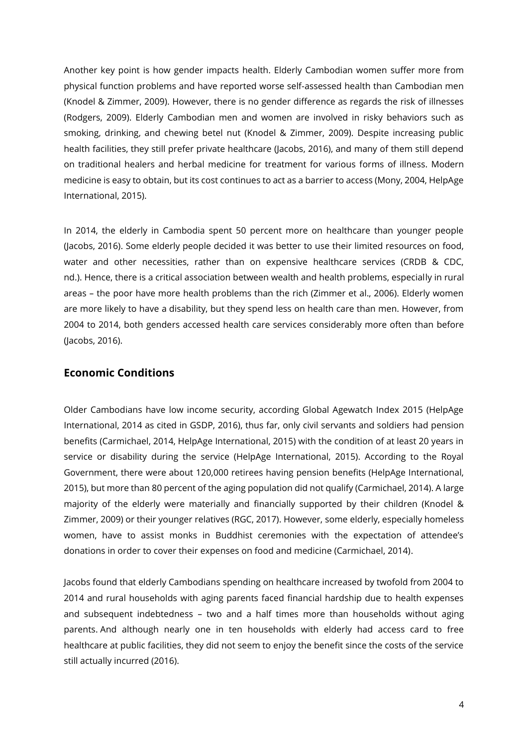Another key point is how gender impacts health. Elderly Cambodian women suffer more from physical function problems and have reported worse self-assessed health than Cambodian men (Knodel & Zimmer, 2009). However, there is no gender difference as regards the risk of illnesses (Rodgers, 2009). Elderly Cambodian men and women are involved in risky behaviors such as smoking, drinking, and chewing betel nut (Knodel & Zimmer, 2009). Despite increasing public health facilities, they still prefer private healthcare (Jacobs, 2016), and many of them still depend on traditional healers and herbal medicine for treatment for various forms of illness. Modern medicine is easy to obtain, but its cost continues to act as a barrier to access (Mony, 2004, HelpAge International, 2015).

In 2014, the elderly in Cambodia spent 50 percent more on healthcare than younger people (Jacobs, 2016). Some elderly people decided it was better to use their limited resources on food, water and other necessities, rather than on expensive healthcare services (CRDB & CDC, nd.). Hence, there is a critical association between wealth and health problems, especially in rural areas – the poor have more health problems than the rich (Zimmer et al., 2006). Elderly women are more likely to have a disability, but they spend less on health care than men. However, from 2004 to 2014, both genders accessed health care services considerably more often than before (Jacobs, 2016).

## Economic Conditions

Older Cambodians have low income security, according Global Agewatch Index 2015 (HelpAge International, 2014 as cited in GSDP, 2016), thus far, only civil servants and soldiers had pension benefits (Carmichael, 2014, HelpAge International, 2015) with the condition of at least 20 years in service or disability during the service (HelpAge International, 2015). According to the Royal Government, there were about 120,000 retirees having pension benefits (HelpAge International, 2015), but more than 80 percent of the aging population did not qualify (Carmichael, 2014). A large majority of the elderly were materially and financially supported by their children (Knodel & Zimmer, 2009) or their younger relatives (RGC, 2017). However, some elderly, especially homeless women, have to assist monks in Buddhist ceremonies with the expectation of attendee's donations in order to cover their expenses on food and medicine (Carmichael, 2014).

Jacobs found that elderly Cambodians spending on healthcare increased by twofold from 2004 to 2014 and rural households with aging parents faced financial hardship due to health expenses and subsequent indebtedness – two and a half times more than households without aging parents. And although nearly one in ten households with elderly had access card to free healthcare at public facilities, they did not seem to enjoy the benefit since the costs of the service still actually incurred (2016).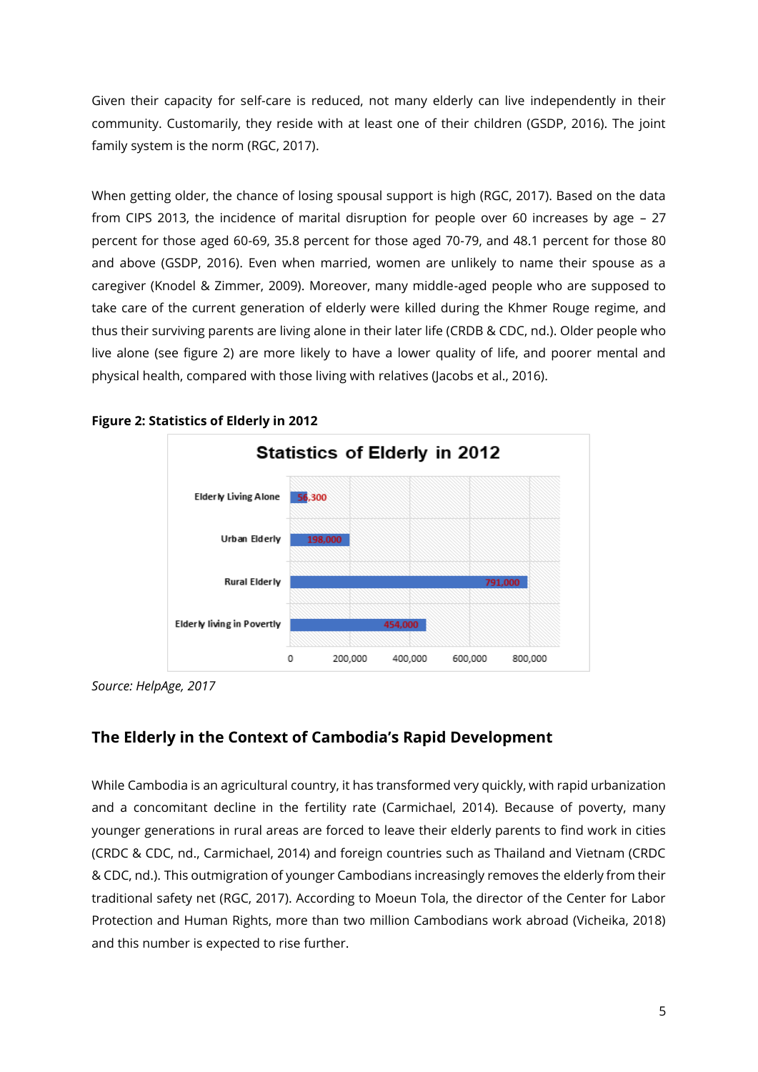Given their capacity for self-care is reduced, not many elderly can live independently in their community. Customarily, they reside with at least one of their children (GSDP, 2016). The joint family system is the norm (RGC, 2017).

When getting older, the chance of losing spousal support is high (RGC, 2017). Based on the data from CIPS 2013, the incidence of marital disruption for people over 60 increases by age – 27 percent for those aged 60-69, 35.8 percent for those aged 70-79, and 48.1 percent for those 80 and above (GSDP, 2016). Even when married, women are unlikely to name their spouse as a caregiver (Knodel & Zimmer, 2009). Moreover, many middle-aged people who are supposed to take care of the current generation of elderly were killed during the Khmer Rouge regime, and thus their surviving parents are living alone in their later life (CRDB & CDC, nd.). Older people who live alone (see figure 2) are more likely to have a lower quality of life, and poorer mental and physical health, compared with those living with relatives (Jacobs et al., 2016).

**Figure 2: Statistics of Elderly in 2012**

Statistics of Elderly in 2012

| Category | Number |
| --- | --- |
| Elderly Living Alone | 56,300 |
| Urban Elderly | 198,000 |
| Rural Elderly | 791,000 |
| Elderly living in Poverty | 454,000 |

*Source: HelpAge, 2017*

## The Elderly in the Context of Cambodia's Rapid Development

While Cambodia is an agricultural country, it has transformed very quickly, with rapid urbanization and a concomitant decline in the fertility rate (Carmichael, 2014). Because of poverty, many younger generations in rural areas are forced to leave their elderly parents to find work in cities (CRDC & CDC, nd., Carmichael, 2014) and foreign countries such as Thailand and Vietnam (CRDC & CDC, nd.). This outmigration of younger Cambodians increasingly removes the elderly from their traditional safety net (RGC, 2017). According to Moeun Tola, the director of the Center for Labor Protection and Human Rights, more than two million Cambodians work abroad (Vicheika, 2018) and this number is expected to rise further.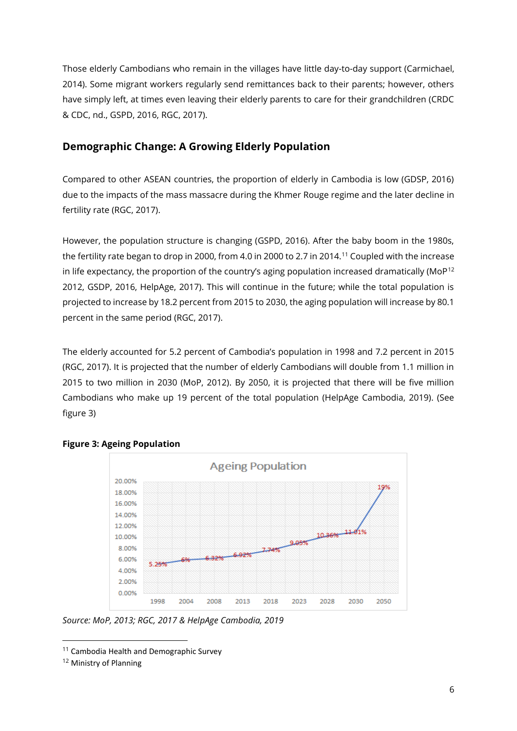Those elderly Cambodians who remain in the villages have little day-to-day support (Carmichael, 2014). Some migrant workers regularly send remittances back to their parents; however, others have simply left, at times even leaving their elderly parents to care for their grandchildren (CRDC & CDC, nd., GSPD, 2016, RGC, 2017).

## Demographic Change: A Growing Elderly Population

Compared to other ASEAN countries, the proportion of elderly in Cambodia is low (GDSP, 2016) due to the impacts of the mass massacre during the Khmer Rouge regime and the later decline in fertility rate (RGC, 2017).

However, the population structure is changing (GSPD, 2016). After the baby boom in the 1980s, the fertility rate began to drop in 2000, from 4.0 in 2000 to 2.7 in 2014.[11] Coupled with the increase in life expectancy, the proportion of the country's aging population increased dramatically (MoP[12] 2012, GSDP, 2016, HelpAge, 2017). This will continue in the future; while the total population is projected to increase by 18.2 percent from 2015 to 2030, the aging population will increase by 80.1 percent in the same period (RGC, 2017).

The elderly accounted for 5.2 percent of Cambodia's population in 1998 and 7.2 percent in 2015 (RGC, 2017). It is projected that the number of elderly Cambodians will double from 1.1 million in 2015 to two million in 2030 (MoP, 2012). By 2050, it is projected that there will be five million Cambodians who make up 19 percent of the total population (HelpAge Cambodia, 2019). (See figure 3)

**Figure 3: Ageing Population**

Ageing Population

| Year | 1998 | 2004 | 2008 | 2013 | 2018 | 2023 | 2028 | 2030 | 2050 |
|---|---|---|---|---|---|---|---|---|---|
| Ageing population | 5.25% | 6% | 6.32% | 6.92% | 7.74% | 9.05% | 10.36% | 11.01% | 19% |

*Source: MoP, 2013; RGC, 2017 & HelpAge Cambodia, 2019*

[11] Cambodia Health and Demographic Survey

[12] Ministry of Planning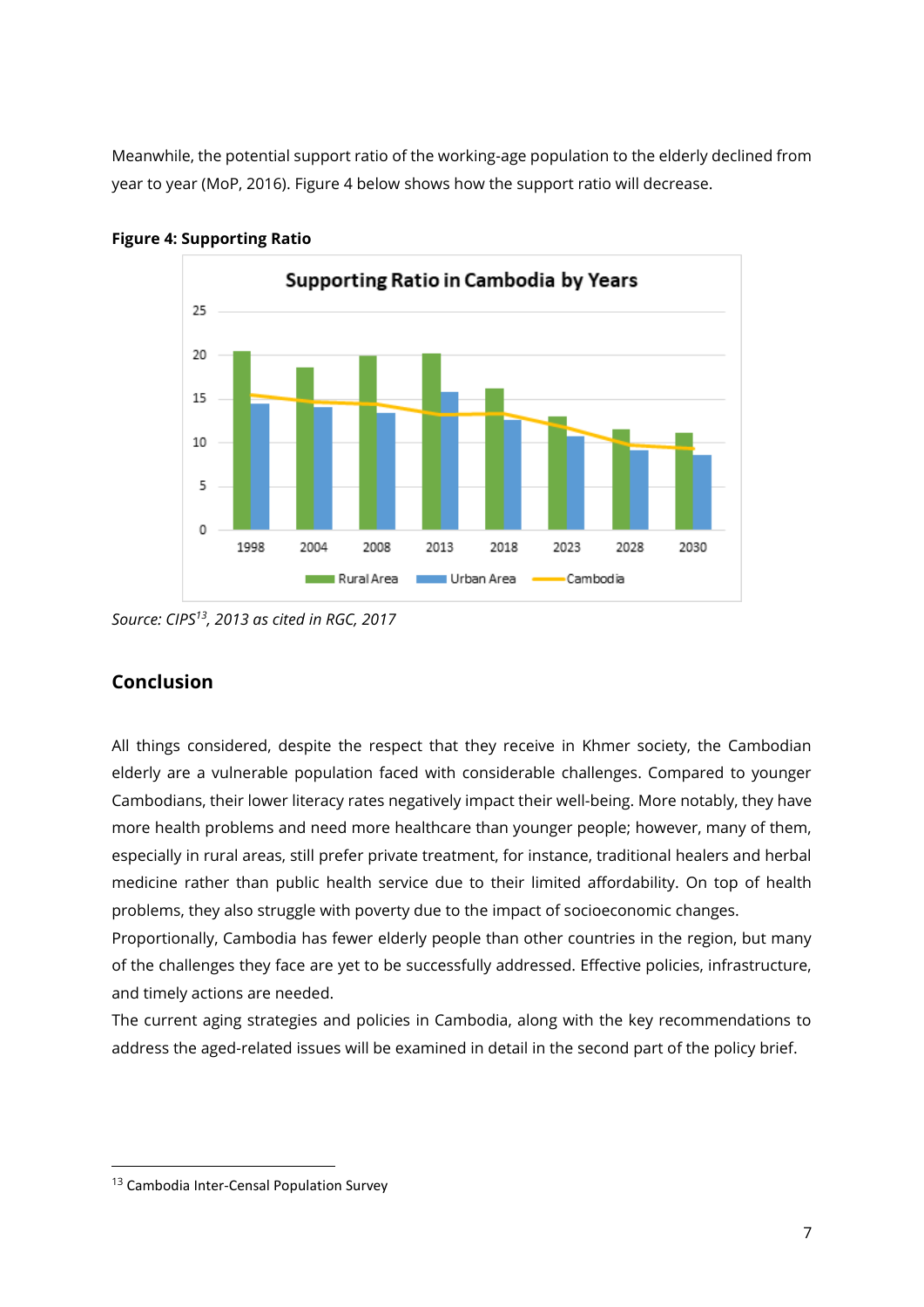Meanwhile, the potential support ratio of the working-age population to the elderly declined from year to year (MoP, 2016). Figure 4 below shows how the support ratio will decrease.

**Figure 4: Supporting Ratio**

*Source: CIPS[13], 2013 as cited in RGC, 2017*

## Conclusion

All things considered, despite the respect that they receive in Khmer society, the Cambodian elderly are a vulnerable population faced with considerable challenges. Compared to younger Cambodians, their lower literacy rates negatively impact their well-being. More notably, they have more health problems and need more healthcare than younger people; however, many of them, especially in rural areas, still prefer private treatment, for instance, traditional healers and herbal medicine rather than public health service due to their limited affordability. On top of health problems, they also struggle with poverty due to the impact of socioeconomic changes.

Proportionally, Cambodia has fewer elderly people than other countries in the region, but many of the challenges they face are yet to be successfully addressed. Effective policies, infrastructure, and timely actions are needed.

The current aging strategies and policies in Cambodia, along with the key recommendations to address the aged-related issues will be examined in detail in the second part of the policy brief.

[13] Cambodia Inter-Censal Population Survey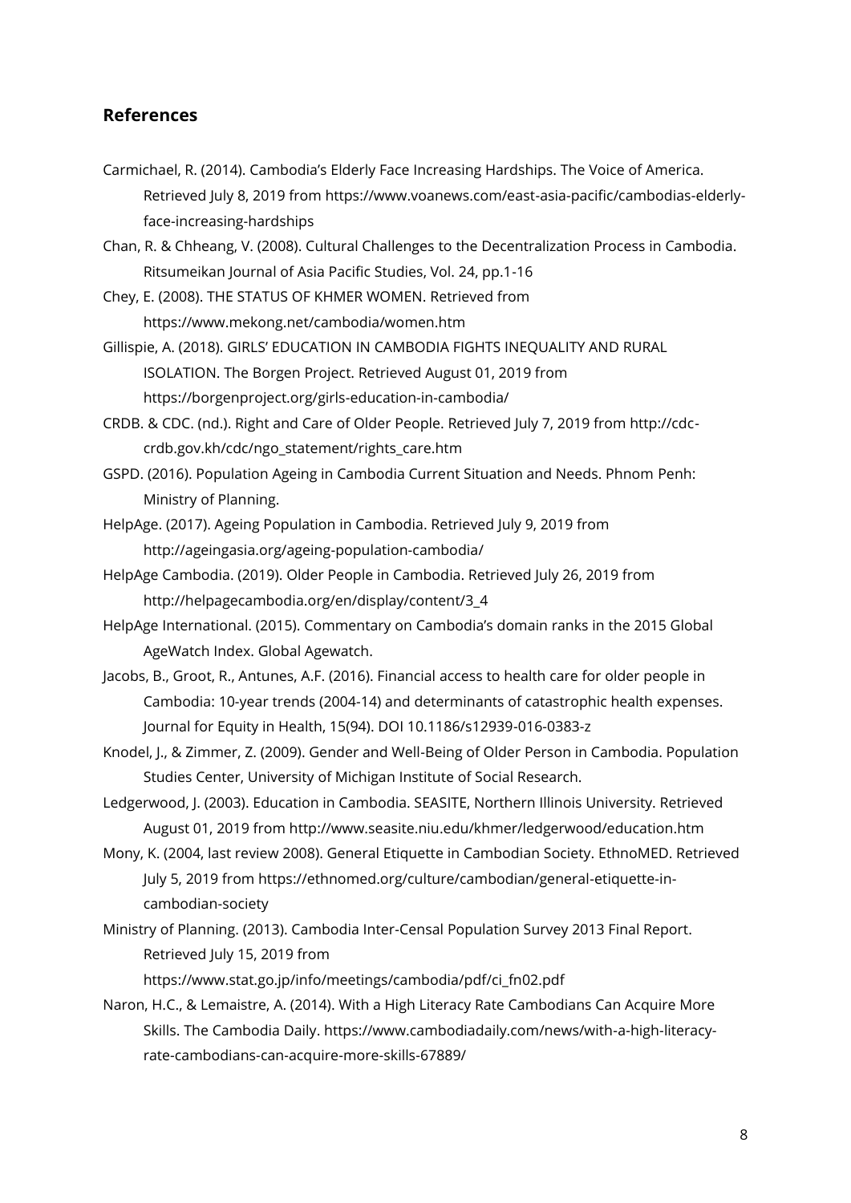## References

Carmichael, R. (2014). Cambodia's Elderly Face Increasing Hardships. The Voice of America. Retrieved July 8, 2019 from https://www.voanews.com/east-asia-pacific/cambodias-elderly-face-increasing-hardships

Chan, R. & Chheang, V. (2008). Cultural Challenges to the Decentralization Process in Cambodia. Ritsumeikan Journal of Asia Pacific Studies, Vol. 24, pp.1-16

Chey, E. (2008). THE STATUS OF KHMER WOMEN. Retrieved from https://www.mekong.net/cambodia/women.htm

Gillispie, A. (2018). GIRLS' EDUCATION IN CAMBODIA FIGHTS INEQUALITY AND RURAL ISOLATION. The Borgen Project. Retrieved August 01, 2019 from https://borgenproject.org/girls-education-in-cambodia/

CRDB. & CDC. (nd.). Right and Care of Older People. Retrieved July 7, 2019 from http://cdc-crdb.gov.kh/cdc/ngo_statement/rights_care.htm

GSPD. (2016). Population Ageing in Cambodia Current Situation and Needs. Phnom Penh: Ministry of Planning.

HelpAge. (2017). Ageing Population in Cambodia. Retrieved July 9, 2019 from http://ageingasia.org/ageing-population-cambodia/

HelpAge Cambodia. (2019). Older People in Cambodia. Retrieved July 26, 2019 from http://helpagecambodia.org/en/display/content/3_4

HelpAge International. (2015). Commentary on Cambodia's domain ranks in the 2015 Global AgeWatch Index. Global Agewatch.

Jacobs, B., Groot, R., Antunes, A.F. (2016). Financial access to health care for older people in Cambodia: 10-year trends (2004-14) and determinants of catastrophic health expenses. Journal for Equity in Health, 15(94). DOI 10.1186/s12939-016-0383-z

Knodel, J., & Zimmer, Z. (2009). Gender and Well-Being of Older Person in Cambodia. Population Studies Center, University of Michigan Institute of Social Research.

Ledgerwood, J. (2003). Education in Cambodia. SEASITE, Northern Illinois University. Retrieved August 01, 2019 from http://www.seasite.niu.edu/khmer/ledgerwood/education.htm

Mony, K. (2004, last review 2008). General Etiquette in Cambodian Society. EthnoMED. Retrieved July 5, 2019 from https://ethnomed.org/culture/cambodian/general-etiquette-in-cambodian-society

Ministry of Planning. (2013). Cambodia Inter-Censal Population Survey 2013 Final Report. Retrieved July 15, 2019 from https://www.stat.go.jp/info/meetings/cambodia/pdf/ci_fn02.pdf

Naron, H.C., & Lemaistre, A. (2014). With a High Literacy Rate Cambodians Can Acquire More Skills. The Cambodia Daily. https://www.cambodiadaily.com/news/with-a-high-literacy-rate-cambodians-can-acquire-more-skills-67889/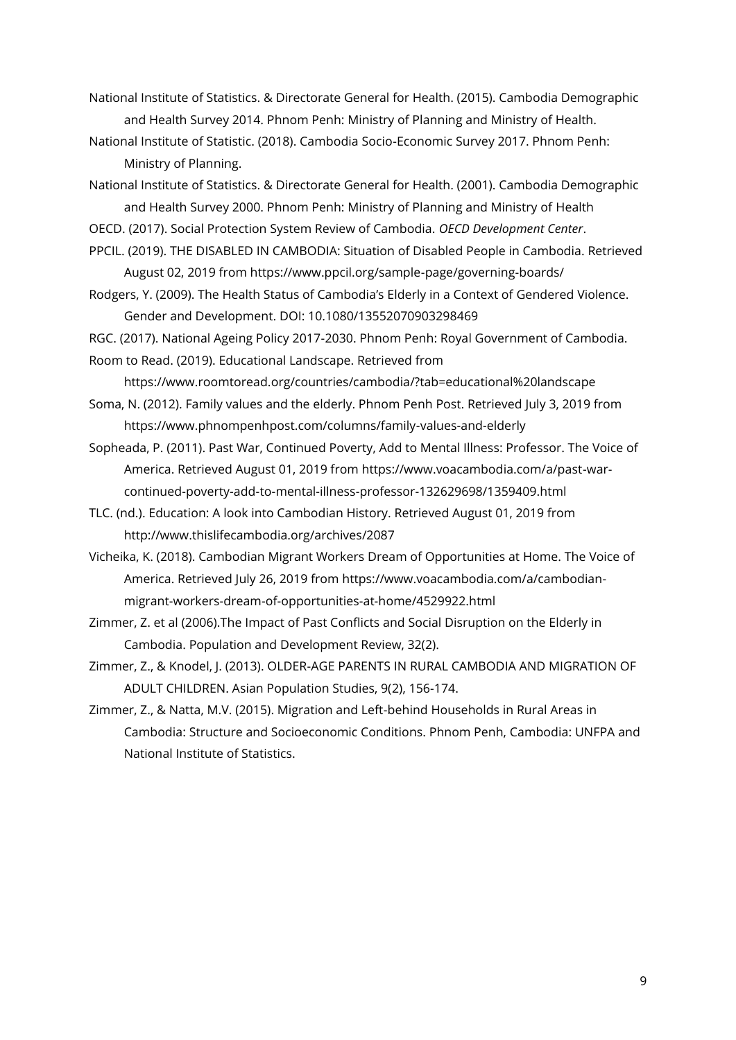National Institute of Statistics. & Directorate General for Health. (2015). Cambodia Demographic and Health Survey 2014. Phnom Penh: Ministry of Planning and Ministry of Health.

National Institute of Statistic. (2018). Cambodia Socio-Economic Survey 2017. Phnom Penh: Ministry of Planning.

National Institute of Statistics. & Directorate General for Health. (2001). Cambodia Demographic and Health Survey 2000. Phnom Penh: Ministry of Planning and Ministry of Health

OECD. (2017). Social Protection System Review of Cambodia. *OECD Development Center*.

PPCIL. (2019). THE DISABLED IN CAMBODIA: Situation of Disabled People in Cambodia. Retrieved August 02, 2019 from https://www.ppcil.org/sample-page/governing-boards/

Rodgers, Y. (2009). The Health Status of Cambodia's Elderly in a Context of Gendered Violence. Gender and Development. DOI: 10.1080/13552070903298469

RGC. (2017). National Ageing Policy 2017-2030. Phnom Penh: Royal Government of Cambodia.

Room to Read. (2019). Educational Landscape. Retrieved from https://www.roomtoread.org/countries/cambodia/?tab=educational%20landscape

Soma, N. (2012). Family values and the elderly. Phnom Penh Post. Retrieved July 3, 2019 from https://www.phnompenhpost.com/columns/family-values-and-elderly

Sopheada, P. (2011). Past War, Continued Poverty, Add to Mental Illness: Professor. The Voice of America. Retrieved August 01, 2019 from https://www.voacambodia.com/a/past-war-continued-poverty-add-to-mental-illness-professor-132629698/1359409.html

TLC. (nd.). Education: A look into Cambodian History. Retrieved August 01, 2019 from http://www.thislifecambodia.org/archives/2087

Vicheika, K. (2018). Cambodian Migrant Workers Dream of Opportunities at Home. The Voice of America. Retrieved July 26, 2019 from https://www.voacambodia.com/a/cambodian-migrant-workers-dream-of-opportunities-at-home/4529922.html

Zimmer, Z. et al (2006).The Impact of Past Conflicts and Social Disruption on the Elderly in Cambodia. Population and Development Review, 32(2).

Zimmer, Z., & Knodel, J. (2013). OLDER-AGE PARENTS IN RURAL CAMBODIA AND MIGRATION OF ADULT CHILDREN. Asian Population Studies, 9(2), 156-174.

Zimmer, Z., & Natta, M.V. (2015). Migration and Left-behind Households in Rural Areas in Cambodia: Structure and Socioeconomic Conditions. Phnom Penh, Cambodia: UNFPA and National Institute of Statistics.